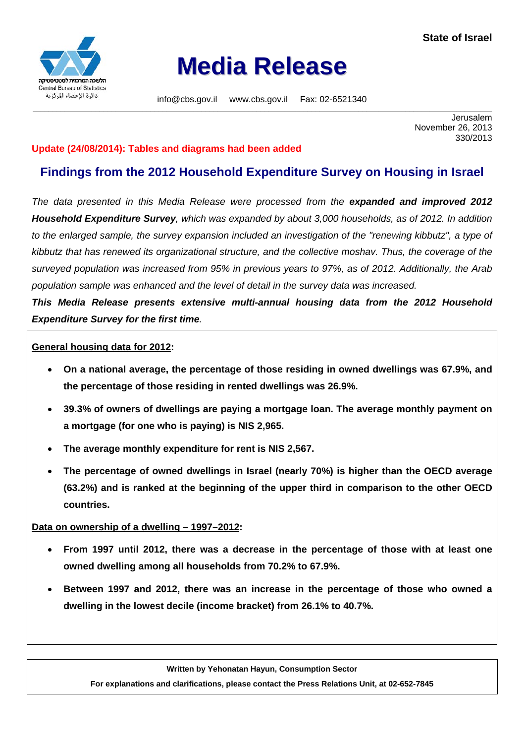State of Israel

הלשכה המרכזית לסטטיסטיקה
Central Bureau of Statistics
دائرة الإحصاء المركزية

# Media Release

info@cbs.gov.il www.cbs.gov.il Fax: 02-6521340

Jerusalem
November 26, 2013
330/2013

**Update (24/08/2014): Tables and diagrams had been added**

## Findings from the 2012 Household Expenditure Survey on Housing in Israel

*The data presented in this Media Release were processed from the* ***expanded and improved 2012 Household Expenditure Survey****, which was expanded by about 3,000 households, as of 2012. In addition to the enlarged sample, the survey expansion included an investigation of the "renewing kibbutz", a type of kibbutz that has renewed its organizational structure, and the collective moshav. Thus, the coverage of the surveyed population was increased from 95% in previous years to 97%, as of 2012. Additionally, the Arab population sample was enhanced and the level of detail in the survey data was increased.*

***This Media Release presents extensive multi-annual housing data from the 2012 Household Expenditure Survey for the first time****.*

**General housing data for 2012:**

- **On a national average, the percentage of those residing in owned dwellings was 67.9%, and the percentage of those residing in rented dwellings was 26.9%.**
- **39.3% of owners of dwellings are paying a mortgage loan. The average monthly payment on a mortgage (for one who is paying) is NIS 2,965.**
- **The average monthly expenditure for rent is NIS 2,567.**
- **The percentage of owned dwellings in Israel (nearly 70%) is higher than the OECD average (63.2%) and is ranked at the beginning of the upper third in comparison to the other OECD countries.**

**Data on ownership of a dwelling – 1997–2012:**

- **From 1997 until 2012, there was a decrease in the percentage of those with at least one owned dwelling among all households from 70.2% to 67.9%.**
- **Between 1997 and 2012, there was an increase in the percentage of those who owned a dwelling in the lowest decile (income bracket) from 26.1% to 40.7%.**

**Written by Yehonatan Hayun, Consumption Sector**

**For explanations and clarifications, please contact the Press Relations Unit, at 02-652-7845**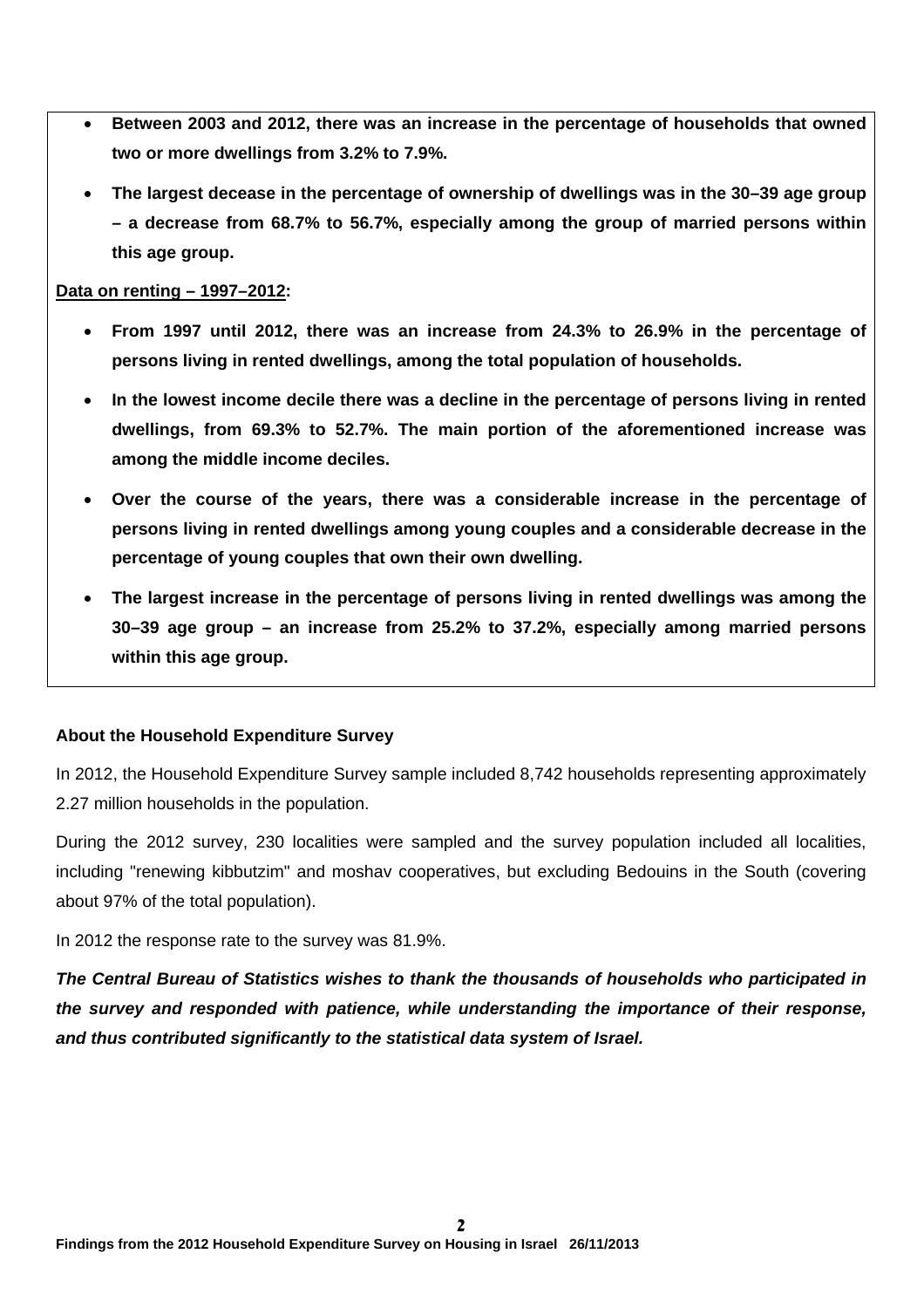- **Between 2003 and 2012, there was an increase in the percentage of households that owned two or more dwellings from 3.2% to 7.9%.**
- **The largest decease in the percentage of ownership of dwellings was in the 30–39 age group – a decrease from 68.7% to 56.7%, especially among the group of married persons within this age group.**

**Data on renting – 1997–2012:**

- **From 1997 until 2012, there was an increase from 24.3% to 26.9% in the percentage of persons living in rented dwellings, among the total population of households.**
- **In the lowest income decile there was a decline in the percentage of persons living in rented dwellings, from 69.3% to 52.7%. The main portion of the aforementioned increase was among the middle income deciles.**
- **Over the course of the years, there was a considerable increase in the percentage of persons living in rented dwellings among young couples and a considerable decrease in the percentage of young couples that own their own dwelling.**
- **The largest increase in the percentage of persons living in rented dwellings was among the 30–39 age group – an increase from 25.2% to 37.2%, especially among married persons within this age group.**

### About the Household Expenditure Survey

In 2012, the Household Expenditure Survey sample included 8,742 households representing approximately 2.27 million households in the population.

During the 2012 survey, 230 localities were sampled and the survey population included all localities, including "renewing kibbutzim" and moshav cooperatives, but excluding Bedouins in the South (covering about 97% of the total population).

In 2012 the response rate to the survey was 81.9%.

***The Central Bureau of Statistics wishes to thank the thousands of households who participated in the survey and responded with patience, while understanding the importance of their response, and thus contributed significantly to the statistical data system of Israel.***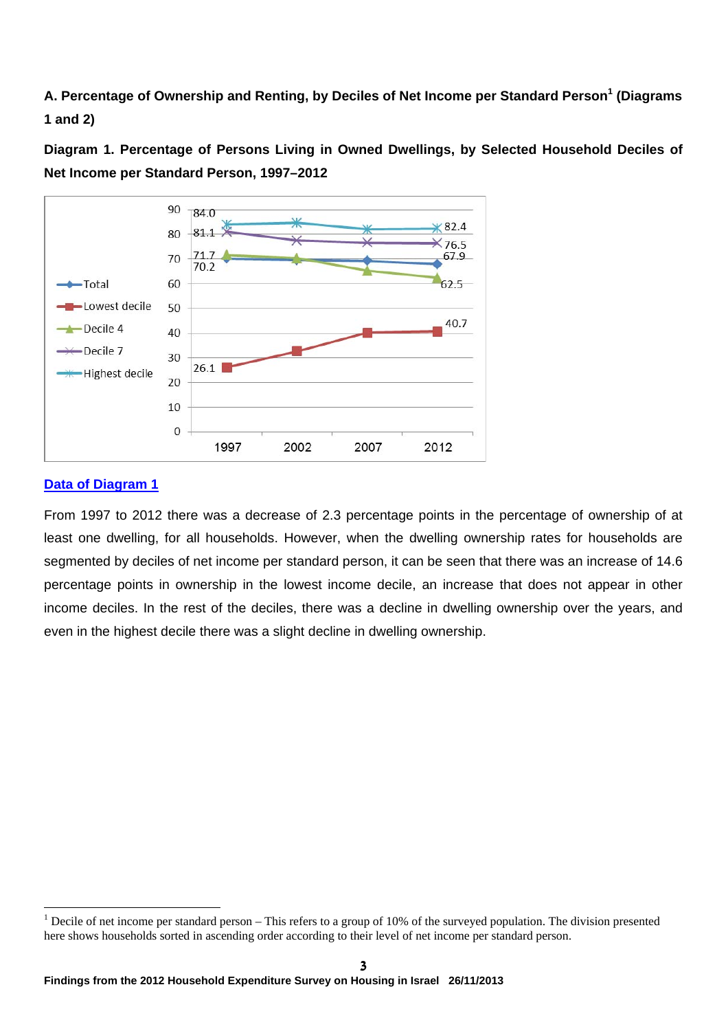## A. Percentage of Ownership and Renting, by Deciles of Net Income per Standard Person[1] (Diagrams 1 and 2)

**Diagram 1. Percentage of Persons Living in Owned Dwellings, by Selected Household Deciles of Net Income per Standard Person, 1997–2012**

[Data of Diagram 1](#)

From 1997 to 2012 there was a decrease of 2.3 percentage points in the percentage of ownership of at least one dwelling, for all households. However, when the dwelling ownership rates for households are segmented by deciles of net income per standard person, it can be seen that there was an increase of 14.6 percentage points in ownership in the lowest income decile, an increase that does not appear in other income deciles. In the rest of the deciles, there was a decline in dwelling ownership over the years, and even in the highest decile there was a slight decline in dwelling ownership.

---

[1] Decile of net income per standard person – This refers to a group of 10% of the surveyed population. The division presented here shows households sorted in ascending order according to their level of net income per standard person.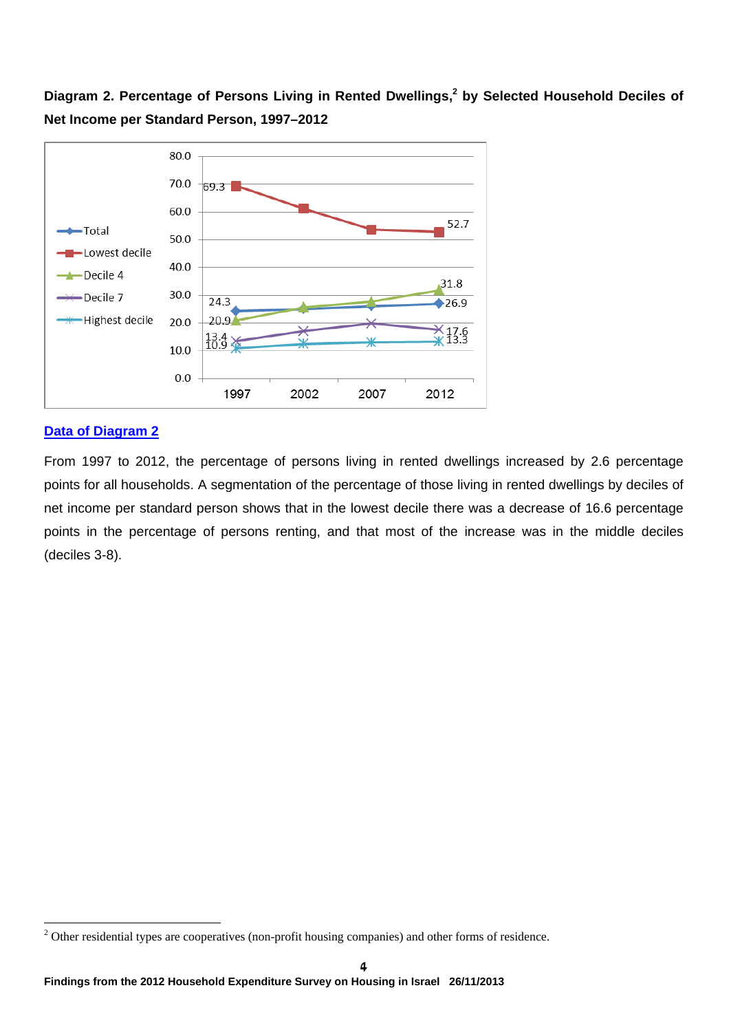**Diagram 2. Percentage of Persons Living in Rented Dwellings,[2] by Selected Household Deciles of Net Income per Standard Person, 1997–2012**

[Data of Diagram 2](#)

From 1997 to 2012, the percentage of persons living in rented dwellings increased by 2.6 percentage points for all households. A segmentation of the percentage of those living in rented dwellings by deciles of net income per standard person shows that in the lowest decile there was a decrease of 16.6 percentage points in the percentage of persons renting, and that most of the increase was in the middle deciles (deciles 3-8).

[2] Other residential types are cooperatives (non-profit housing companies) and other forms of residence.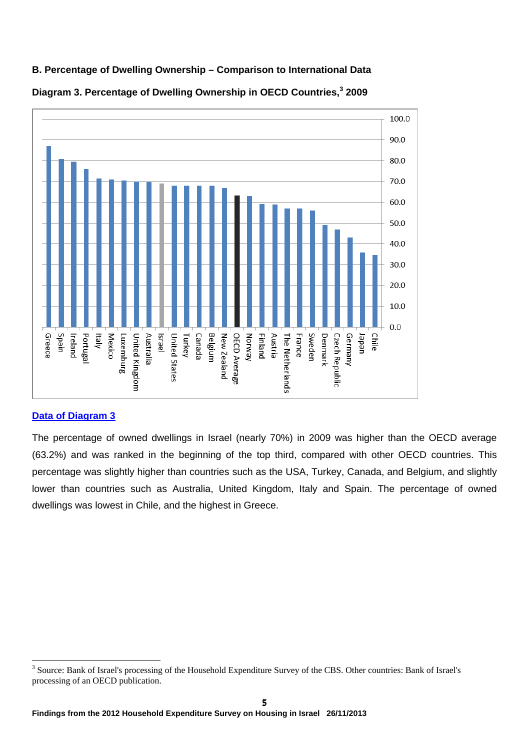## B. Percentage of Dwelling Ownership – Comparison to International Data

**Diagram 3. Percentage of Dwelling Ownership in OECD Countries,[3] 2009**

[Data of Diagram 3](#)

The percentage of owned dwellings in Israel (nearly 70%) in 2009 was higher than the OECD average (63.2%) and was ranked in the beginning of the top third, compared with other OECD countries. This percentage was slightly higher than countries such as the USA, Turkey, Canada, and Belgium, and slightly lower than countries such as Australia, United Kingdom, Italy and Spain. The percentage of owned dwellings was lowest in Chile, and the highest in Greece.

[3] Source: Bank of Israel's processing of the Household Expenditure Survey of the CBS. Other countries: Bank of Israel's processing of an OECD publication.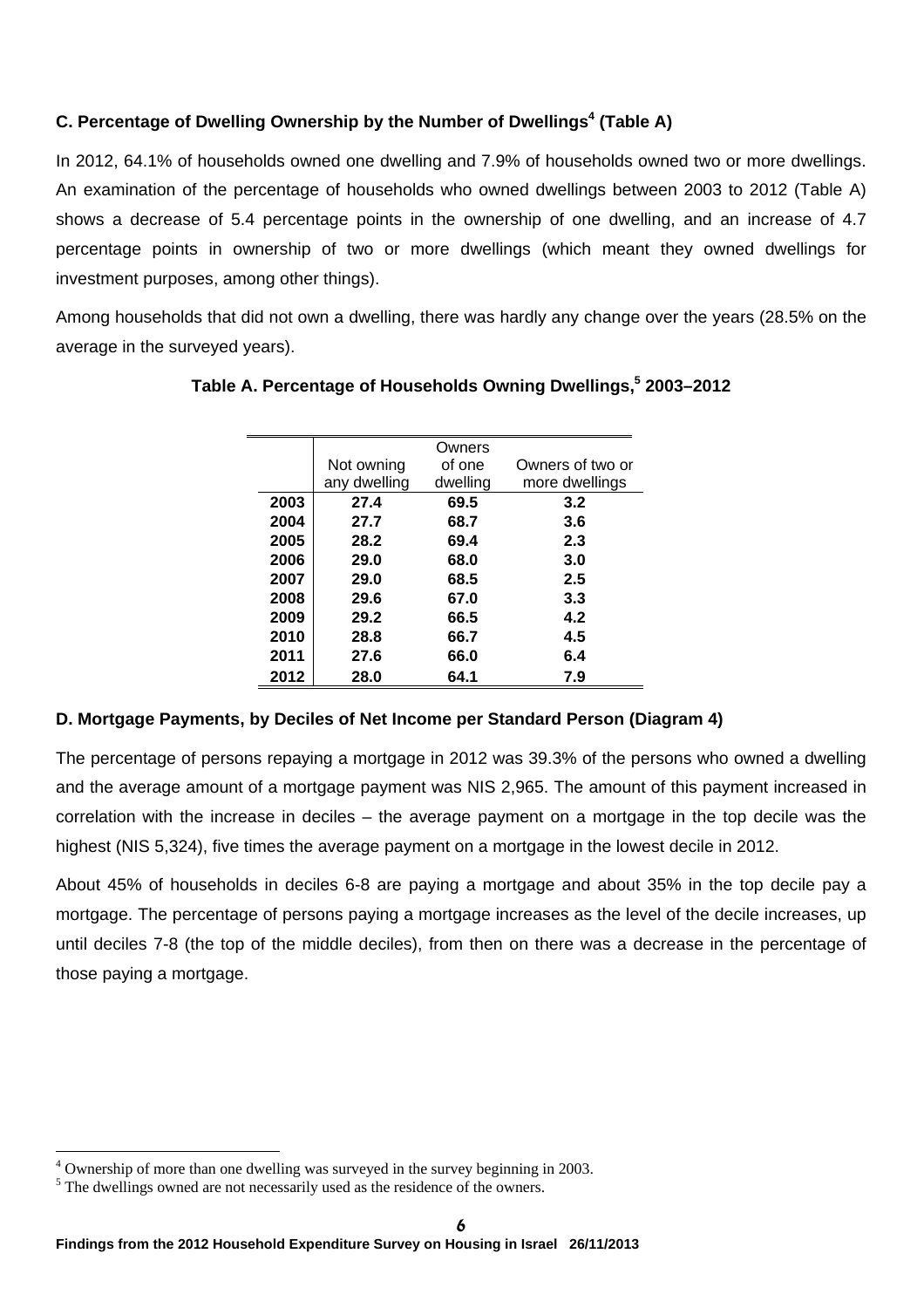### C. Percentage of Dwelling Ownership by the Number of Dwellings[4] (Table A)

In 2012, 64.1% of households owned one dwelling and 7.9% of households owned two or more dwellings. An examination of the percentage of households who owned dwellings between 2003 to 2012 (Table A) shows a decrease of 5.4 percentage points in the ownership of one dwelling, and an increase of 4.7 percentage points in ownership of two or more dwellings (which meant they owned dwellings for investment purposes, among other things).

Among households that did not own a dwelling, there was hardly any change over the years (28.5% on the average in the surveyed years).

**Table A. Percentage of Households Owning Dwellings,[5] 2003–2012**

| | Not owning any dwelling | Owners of one dwelling | Owners of two or more dwellings |
|---|---|---|---|
| **2003** | **27.4** | **69.5** | **3.2** |
| **2004** | **27.7** | **68.7** | **3.6** |
| **2005** | **28.2** | **69.4** | **2.3** |
| **2006** | **29.0** | **68.0** | **3.0** |
| **2007** | **29.0** | **68.5** | **2.5** |
| **2008** | **29.6** | **67.0** | **3.3** |
| **2009** | **29.2** | **66.5** | **4.2** |
| **2010** | **28.8** | **66.7** | **4.5** |
| **2011** | **27.6** | **66.0** | **6.4** |
| **2012** | **28.0** | **64.1** | **7.9** |

### D. Mortgage Payments, by Deciles of Net Income per Standard Person (Diagram 4)

The percentage of persons repaying a mortgage in 2012 was 39.3% of the persons who owned a dwelling and the average amount of a mortgage payment was NIS 2,965. The amount of this payment increased in correlation with the increase in deciles – the average payment on a mortgage in the top decile was the highest (NIS 5,324), five times the average payment on a mortgage in the lowest decile in 2012.

About 45% of households in deciles 6-8 are paying a mortgage and about 35% in the top decile pay a mortgage. The percentage of persons paying a mortgage increases as the level of the decile increases, up until deciles 7-8 (the top of the middle deciles), from then on there was a decrease in the percentage of those paying a mortgage.

[4] Ownership of more than one dwelling was surveyed in the survey beginning in 2003.

[5] The dwellings owned are not necessarily used as the residence of the owners.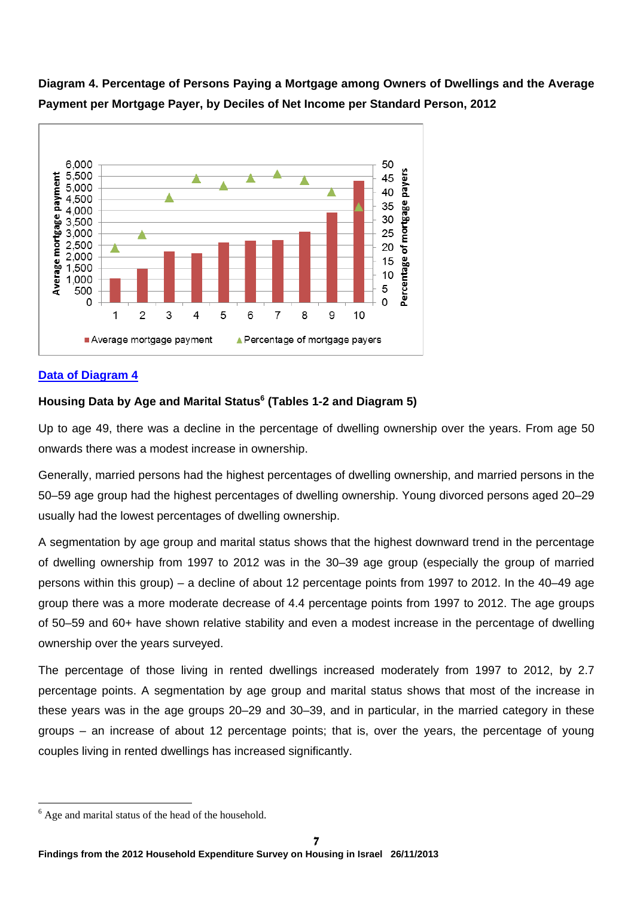**Diagram 4. Percentage of Persons Paying a Mortgage among Owners of Dwellings and the Average Payment per Mortgage Payer, by Deciles of Net Income per Standard Person, 2012**

[Data of Diagram 4](#)

### Housing Data by Age and Marital Status[6] (Tables 1-2 and Diagram 5)

Up to age 49, there was a decline in the percentage of dwelling ownership over the years. From age 50 onwards there was a modest increase in ownership.

Generally, married persons had the highest percentages of dwelling ownership, and married persons in the 50–59 age group had the highest percentages of dwelling ownership. Young divorced persons aged 20–29 usually had the lowest percentages of dwelling ownership.

A segmentation by age group and marital status shows that the highest downward trend in the percentage of dwelling ownership from 1997 to 2012 was in the 30–39 age group (especially the group of married persons within this group) – a decline of about 12 percentage points from 1997 to 2012. In the 40–49 age group there was a more moderate decrease of 4.4 percentage points from 1997 to 2012. The age groups of 50–59 and 60+ have shown relative stability and even a modest increase in the percentage of dwelling ownership over the years surveyed.

The percentage of those living in rented dwellings increased moderately from 1997 to 2012, by 2.7 percentage points. A segmentation by age group and marital status shows that most of the increase in these years was in the age groups 20–29 and 30–39, and in particular, in the married category in these groups – an increase of about 12 percentage points; that is, over the years, the percentage of young couples living in rented dwellings has increased significantly.

---

[6] Age and marital status of the head of the household.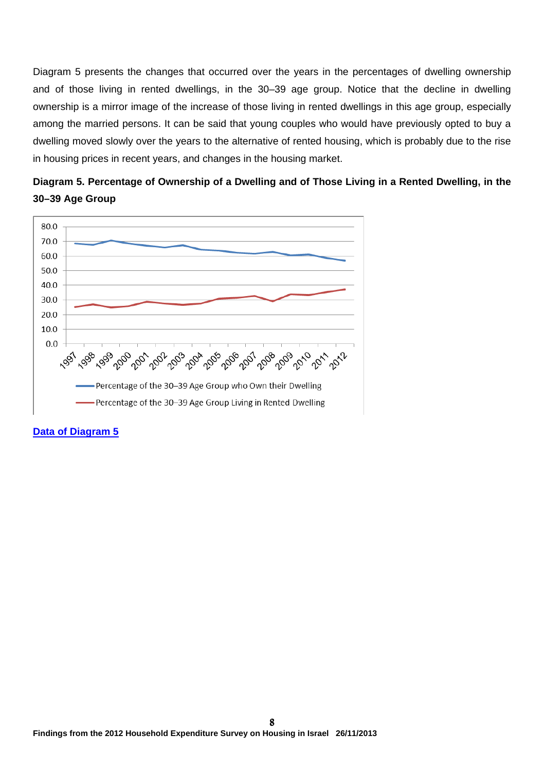Diagram 5 presents the changes that occurred over the years in the percentages of dwelling ownership and of those living in rented dwellings, in the 30–39 age group. Notice that the decline in dwelling ownership is a mirror image of the increase of those living in rented dwellings in this age group, especially among the married persons. It can be said that young couples who would have previously opted to buy a dwelling moved slowly over the years to the alternative of rented housing, which is probably due to the rise in housing prices in recent years, and changes in the housing market.

**Diagram 5. Percentage of Ownership of a Dwelling and of Those Living in a Rented Dwelling, in the 30–39 Age Group**

[Data of Diagram 5](#)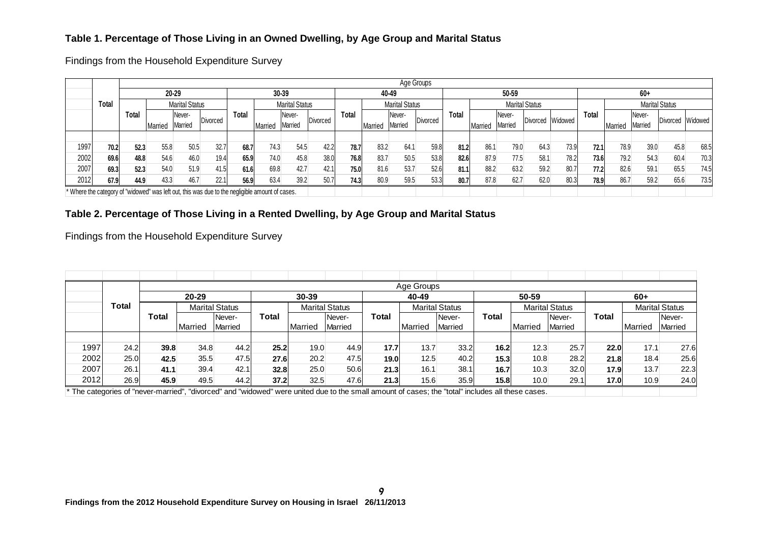## Table 1. Percentage of Those Living in an Owned Dwelling, by Age Group and Marital Status

Findings from the Household Expenditure Survey

| | Total | Age Groups | | | | | | | | | | | | | | | | | | | | | | | |
|---|---|---|---|---|---|---|---|---|---|---|---|---|---|---|---|---|---|---|---|---|---|---|---|---|---|
| | | 20-29 | | | | 30-39 | | | | 40-49 | | | | 50-59 | | | | | 60+ | | | | |
| | | Total | Marital Status | | | Total | Marital Status | | | Total | Marital Status | | | Total | Marital Status | | | | Total | Marital Status | | | |
| | | | Married | Never-Married | Divorced | | Married | Never-Married | Divorced | | Married | Never-Married | Divorced | | Married | Never-Married | Divorced | Widowed | | Married | Never-Married | Divorced | Widowed |
| 1997 | **70.2** | **52.3** | 55.8 | 50.5 | 32.7 | **68.7** | 74.3 | 54.5 | 42.2 | **78.7** | 83.2 | 64.1 | 59.8 | **81.2** | 86.1 | 79.0 | 64.3 | 73.9 | **72.1** | 78.9 | 39.0 | 45.8 | 68.5 |
| 2002 | **69.6** | **48.8** | 54.6 | 46.0 | 19.4 | **65.9** | 74.0 | 45.8 | 38.0 | **76.8** | 83.7 | 50.5 | 53.8 | **82.6** | 87.9 | 77.5 | 58.1 | 78.2 | **73.6** | 79.2 | 54.3 | 60.4 | 70.3 |
| 2007 | **69.3** | **52.3** | 54.0 | 51.9 | 41.5 | **61.6** | 69.8 | 42.7 | 42.1 | **75.0** | 81.6 | 53.7 | 52.6 | **81.1** | 88.2 | 63.2 | 59.2 | 80.7 | **77.2** | 82.6 | 59.1 | 65.5 | 74.5 |
| 2012 | **67.9** | **44.9** | 43.3 | 46.7 | 22.1 | **56.9** | 63.4 | 39.2 | 50.7 | **74.3** | 80.9 | 59.5 | 53.3 | **80.7** | 87.8 | 62.7 | 62.0 | 80.3 | **78.9** | 86.7 | 59.2 | 65.6 | 73.5 |

* Where the category of "widowed" was left out, this was due to the negligible amount of cases.

## Table 2. Percentage of Those Living in a Rented Dwelling, by Age Group and Marital Status

Findings from the Household Expenditure Survey

| | Total | Age Groups | | | | | | | | | | | | | | |
|---|---|---|---|---|---|---|---|---|---|---|---|---|---|---|---|---|
| | | 20-29 | | | 30-39 | | | 40-49 | | | 50-59 | | | 60+ | | |
| | | Total | Marital Status | | Total | Marital Status | | Total | Marital Status | | Total | Marital Status | | Total | Marital Status | |
| | | | Married | Never-Married | | Married | Never-Married | | Married | Never-Married | | Married | Never-Married | | Married | Never-Married |
| 1997 | 24.2 | **39.8** | 34.8 | 44.2 | **25.2** | 19.0 | 44.9 | **17.7** | 13.7 | 33.2 | **16.2** | 12.3 | 25.7 | **22.0** | 17.1 | 27.6 |
| 2002 | 25.0 | **42.5** | 35.5 | 47.5 | **27.6** | 20.2 | 47.5 | **19.0** | 12.5 | 40.2 | **15.3** | 10.8 | 28.2 | **21.8** | 18.4 | 25.6 |
| 2007 | 26.1 | **41.1** | 39.4 | 42.1 | **32.8** | 25.0 | 50.6 | **21.3** | 16.1 | 38.1 | **16.7** | 10.3 | 32.0 | **17.9** | 13.7 | 22.3 |
| 2012 | 26.9 | **45.9** | 49.5 | 44.2 | **37.2** | 32.5 | 47.6 | **21.3** | 15.6 | 35.9 | **15.8** | 10.0 | 29.1 | **17.0** | 10.9 | 24.0 |

* The categories of "never-married", "divorced" and "widowed" were united due to the small amount of cases; the "total" includes all these cases.

**Findings from the 2012 Household Expenditure Survey on Housing in Israel 26/11/2013**